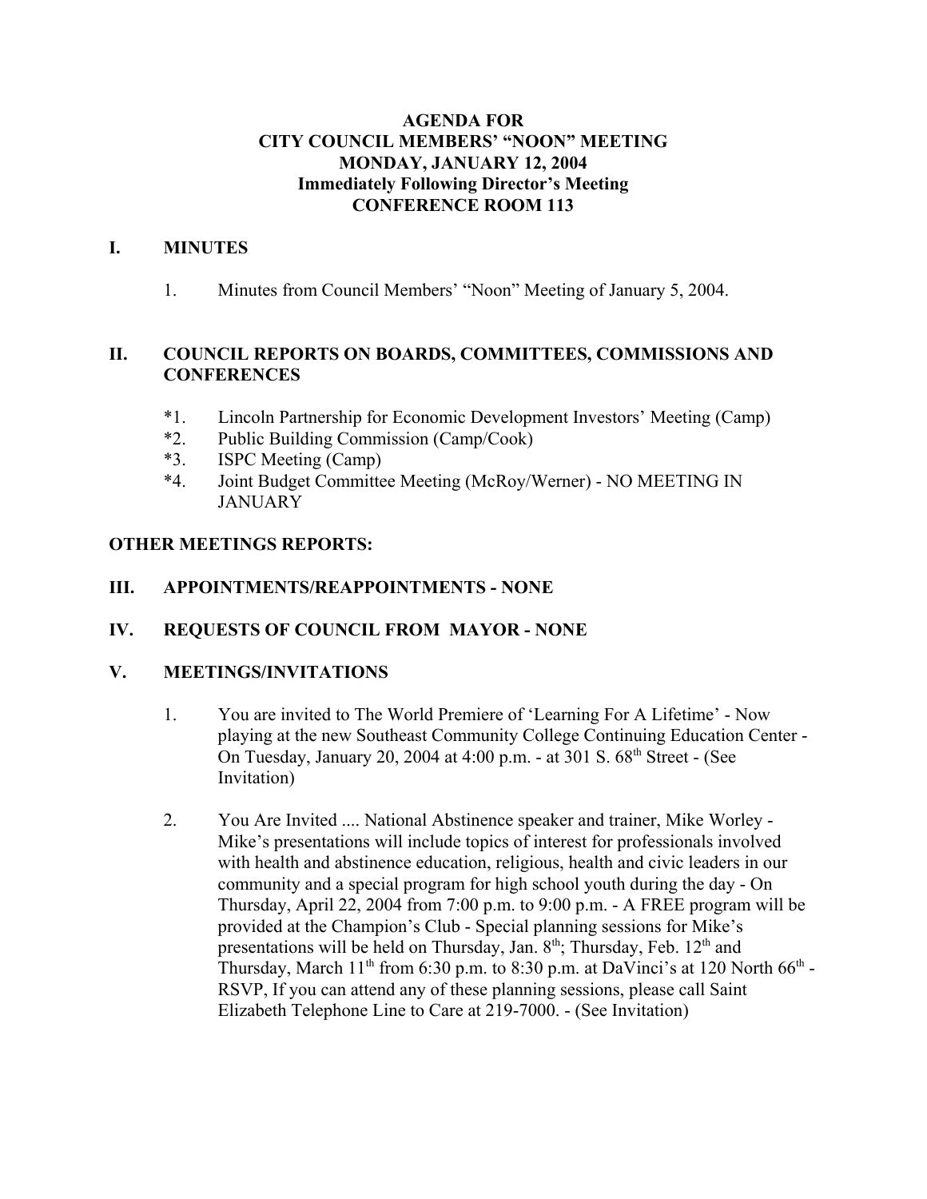# AGENDA FOR
# CITY COUNCIL MEMBERS' "NOON" MEETING
# MONDAY, JANUARY 12, 2004
# Immediately Following Director's Meeting
# CONFERENCE ROOM 113

## I. MINUTES

1. Minutes from Council Members' "Noon" Meeting of January 5, 2004.

## II. COUNCIL REPORTS ON BOARDS, COMMITTEES, COMMISSIONS AND CONFERENCES

*1. Lincoln Partnership for Economic Development Investors' Meeting (Camp)
*2. Public Building Commission (Camp/Cook)
*3. ISPC Meeting (Camp)
*4. Joint Budget Committee Meeting (McRoy/Werner) - NO MEETING IN JANUARY

## OTHER MEETINGS REPORTS:

## III. APPOINTMENTS/REAPPOINTMENTS - NONE

## IV. REQUESTS OF COUNCIL FROM MAYOR - NONE

## V. MEETINGS/INVITATIONS

1. You are invited to The World Premiere of 'Learning For A Lifetime' - Now playing at the new Southeast Community College Continuing Education Center - On Tuesday, January 20, 2004 at 4:00 p.m. - at 301 S. 68th Street - (See Invitation)

2. You Are Invited .... National Abstinence speaker and trainer, Mike Worley - Mike's presentations will include topics of interest for professionals involved with health and abstinence education, religious, health and civic leaders in our community and a special program for high school youth during the day - On Thursday, April 22, 2004 from 7:00 p.m. to 9:00 p.m. - A FREE program will be provided at the Champion's Club - Special planning sessions for Mike's presentations will be held on Thursday, Jan. 8th; Thursday, Feb. 12th and Thursday, March 11th from 6:30 p.m. to 8:30 p.m. at DaVinci's at 120 North 66th - RSVP, If you can attend any of these planning sessions, please call Saint Elizabeth Telephone Line to Care at 219-7000. - (See Invitation)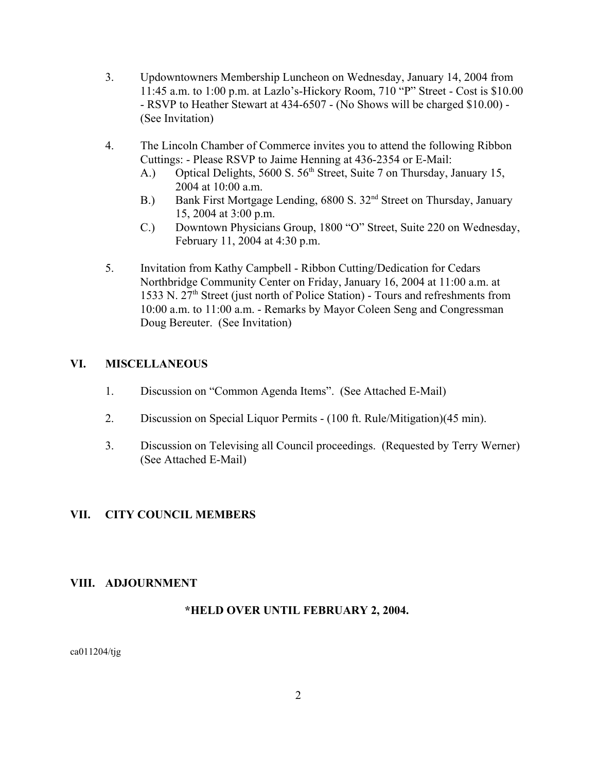3. Updowntowners Membership Luncheon on Wednesday, January 14, 2004 from 11:45 a.m. to 1:00 p.m. at Lazlo's-Hickory Room, 710 "P" Street - Cost is $10.00 - RSVP to Heather Stewart at 434-6507 - (No Shows will be charged $10.00) - (See Invitation)

4. The Lincoln Chamber of Commerce invites you to attend the following Ribbon Cuttings: - Please RSVP to Jaime Henning at 436-2354 or E-Mail:
   A.) Optical Delights, 5600 S. 56th Street, Suite 7 on Thursday, January 15, 2004 at 10:00 a.m.
   B.) Bank First Mortgage Lending, 6800 S. 32nd Street on Thursday, January 15, 2004 at 3:00 p.m.
   C.) Downtown Physicians Group, 1800 "O" Street, Suite 220 on Wednesday, February 11, 2004 at 4:30 p.m.

5. Invitation from Kathy Campbell - Ribbon Cutting/Dedication for Cedars Northbridge Community Center on Friday, January 16, 2004 at 11:00 a.m. at 1533 N. 27th Street (just north of Police Station) - Tours and refreshments from 10:00 a.m. to 11:00 a.m. - Remarks by Mayor Coleen Seng and Congressman Doug Bereuter. (See Invitation)

## VI. MISCELLANEOUS

1. Discussion on "Common Agenda Items". (See Attached E-Mail)

2. Discussion on Special Liquor Permits - (100 ft. Rule/Mitigation)(45 min).

3. Discussion on Televising all Council proceedings. (Requested by Terry Werner) (See Attached E-Mail)

## VII. CITY COUNCIL MEMBERS

## VIII. ADJOURNMENT

**\*HELD OVER UNTIL FEBRUARY 2, 2004.**

ca011204/tjg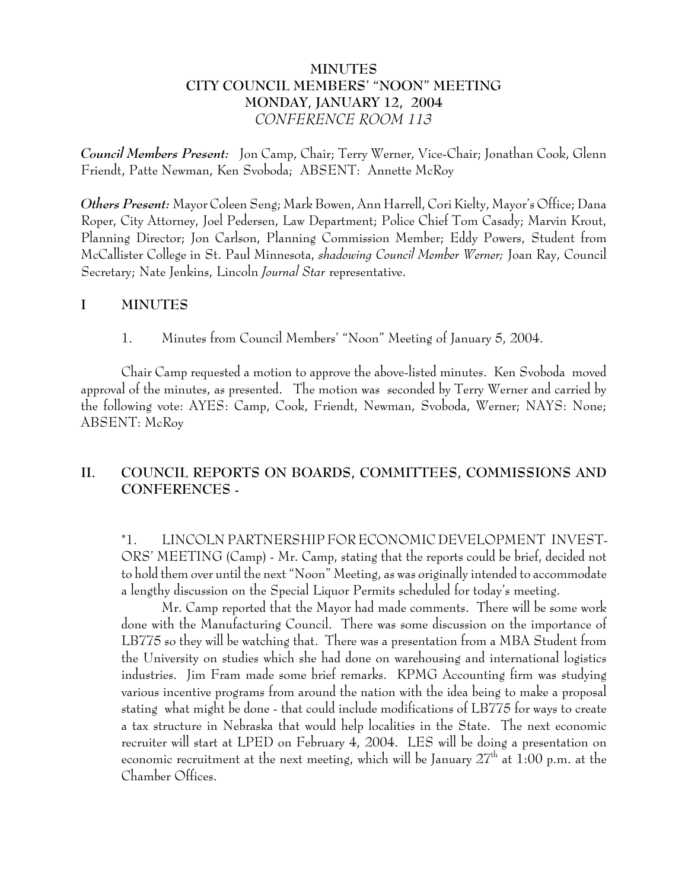# MINUTES
# CITY COUNCIL MEMBERS' "NOON" MEETING
# MONDAY, JANUARY 12, 2004
*CONFERENCE ROOM 113*

***Council Members Present:*** Jon Camp, Chair; Terry Werner, Vice-Chair; Jonathan Cook, Glenn Friendt, Patte Newman, Ken Svoboda; ABSENT: Annette McRoy

***Others Present:*** Mayor Coleen Seng; Mark Bowen, Ann Harrell, Cori Kielty, Mayor's Office; Dana Roper, City Attorney, Joel Pedersen, Law Department; Police Chief Tom Casady; Marvin Krout, Planning Director; Jon Carlson, Planning Commission Member; Eddy Powers, Student from McCallister College in St. Paul Minnesota, *shadowing Council Member Werner;* Joan Ray, Council Secretary; Nate Jenkins, Lincoln *Journal Star* representative.

## I MINUTES

1. Minutes from Council Members' "Noon" Meeting of January 5, 2004.

Chair Camp requested a motion to approve the above-listed minutes. Ken Svoboda moved approval of the minutes, as presented. The motion was seconded by Terry Werner and carried by the following vote: AYES: Camp, Cook, Friendt, Newman, Svoboda, Werner; NAYS: None; ABSENT: McRoy

## II. COUNCIL REPORTS ON BOARDS, COMMITTEES, COMMISSIONS AND CONFERENCES -

*1. LINCOLN PARTNERSHIP FOR ECONOMIC DEVELOPMENT INVESTORS' MEETING (Camp) - Mr. Camp, stating that the reports could be brief, decided not to hold them over until the next "Noon" Meeting, as was originally intended to accommodate a lengthy discussion on the Special Liquor Permits scheduled for today's meeting.

Mr. Camp reported that the Mayor had made comments. There will be some work done with the Manufacturing Council. There was some discussion on the importance of LB775 so they will be watching that. There was a presentation from a MBA Student from the University on studies which she had done on warehousing and international logistics industries. Jim Fram made some brief remarks. KPMG Accounting firm was studying various incentive programs from around the nation with the idea being to make a proposal stating what might be done - that could include modifications of LB775 for ways to create a tax structure in Nebraska that would help localities in the State. The next economic recruiter will start at LPED on February 4, 2004. LES will be doing a presentation on economic recruitment at the next meeting, which will be January 27th at 1:00 p.m. at the Chamber Offices.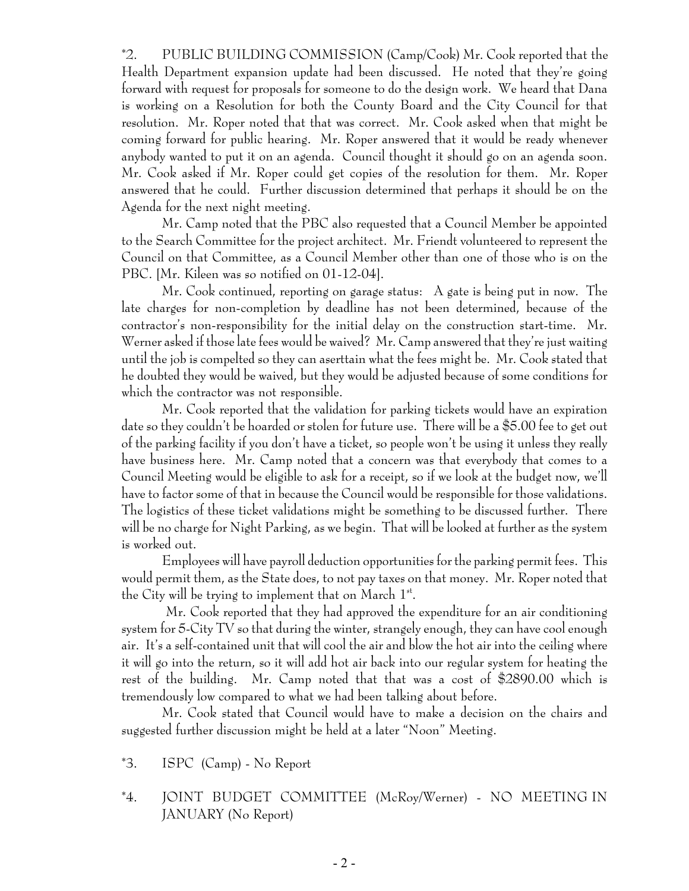*2. PUBLIC BUILDING COMMISSION (Camp/Cook) Mr. Cook reported that the Health Department expansion update had been discussed. He noted that they're going forward with request for proposals for someone to do the design work. We heard that Dana is working on a Resolution for both the County Board and the City Council for that resolution. Mr. Roper noted that that was correct. Mr. Cook asked when that might be coming forward for public hearing. Mr. Roper answered that it would be ready whenever anybody wanted to put it on an agenda. Council thought it should go on an agenda soon. Mr. Cook asked if Mr. Roper could get copies of the resolution for them. Mr. Roper answered that he could. Further discussion determined that perhaps it should be on the Agenda for the next night meeting.

Mr. Camp noted that the PBC also requested that a Council Member be appointed to the Search Committee for the project architect. Mr. Friendt volunteered to represent the Council on that Committee, as a Council Member other than one of those who is on the PBC. [Mr. Kileen was so notified on 01-12-04].

Mr. Cook continued, reporting on garage status: A gate is being put in now. The late charges for non-completion by deadline has not been determined, because of the contractor's non-responsibility for the initial delay on the construction start-time. Mr. Werner asked if those late fees would be waived? Mr. Camp answered that they're just waiting until the job is compelted so they can aserttain what the fees might be. Mr. Cook stated that he doubted they would be waived, but they would be adjusted because of some conditions for which the contractor was not responsible.

Mr. Cook reported that the validation for parking tickets would have an expiration date so they couldn't be hoarded or stolen for future use. There will be a $5.00 fee to get out of the parking facility if you don't have a ticket, so people won't be using it unless they really have business here. Mr. Camp noted that a concern was that everybody that comes to a Council Meeting would be eligible to ask for a receipt, so if we look at the budget now, we'll have to factor some of that in because the Council would be responsible for those validations. The logistics of these ticket validations might be something to be discussed further. There will be no charge for Night Parking, as we begin. That will be looked at further as the system is worked out.

Employees will have payroll deduction opportunities for the parking permit fees. This would permit them, as the State does, to not pay taxes on that money. Mr. Roper noted that the City will be trying to implement that on March 1st.

Mr. Cook reported that they had approved the expenditure for an air conditioning system for 5-City TV so that during the winter, strangely enough, they can have cool enough air. It's a self-contained unit that will cool the air and blow the hot air into the ceiling where it will go into the return, so it will add hot air back into our regular system for heating the rest of the building. Mr. Camp noted that that was a cost of $2890.00 which is tremendously low compared to what we had been talking about before.

Mr. Cook stated that Council would have to make a decision on the chairs and suggested further discussion might be held at a later "Noon" Meeting.

*3. ISPC (Camp) - No Report

*4. JOINT BUDGET COMMITTEE (McRoy/Werner) - NO MEETING IN JANUARY (No Report)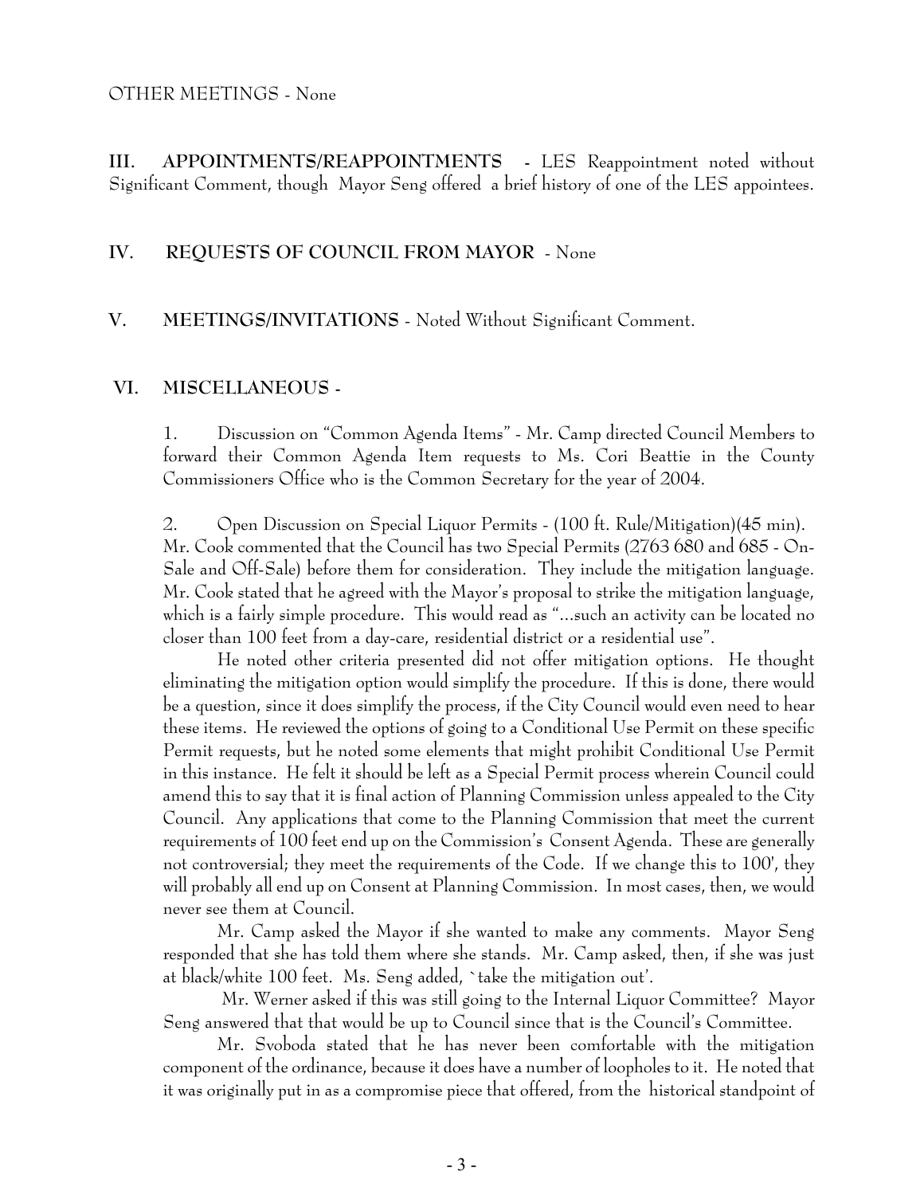OTHER MEETINGS - None

**III. APPOINTMENTS/REAPPOINTMENTS** - LES Reappointment noted without Significant Comment, though Mayor Seng offered a brief history of one of the LES appointees.

**IV. REQUESTS OF COUNCIL FROM MAYOR** - None

**V. MEETINGS/INVITATIONS** - Noted Without Significant Comment.

**VI. MISCELLANEOUS** -

1. Discussion on "Common Agenda Items" - Mr. Camp directed Council Members to forward their Common Agenda Item requests to Ms. Cori Beattie in the County Commissioners Office who is the Common Secretary for the year of 2004.

2. Open Discussion on Special Liquor Permits - (100 ft. Rule/Mitigation)(45 min). Mr. Cook commented that the Council has two Special Permits (2763 680 and 685 - On-Sale and Off-Sale) before them for consideration. They include the mitigation language. Mr. Cook stated that he agreed with the Mayor's proposal to strike the mitigation language, which is a fairly simple procedure. This would read as "...such an activity can be located no closer than 100 feet from a day-care, residential district or a residential use".

He noted other criteria presented did not offer mitigation options. He thought eliminating the mitigation option would simplify the procedure. If this is done, there would be a question, since it does simplify the process, if the City Council would even need to hear these items. He reviewed the options of going to a Conditional Use Permit on these specific Permit requests, but he noted some elements that might prohibit Conditional Use Permit in this instance. He felt it should be left as a Special Permit process wherein Council could amend this to say that it is final action of Planning Commission unless appealed to the City Council. Any applications that come to the Planning Commission that meet the current requirements of 100 feet end up on the Commission's Consent Agenda. These are generally not controversial; they meet the requirements of the Code. If we change this to 100', they will probably all end up on Consent at Planning Commission. In most cases, then, we would never see them at Council.

Mr. Camp asked the Mayor if she wanted to make any comments. Mayor Seng responded that she has told them where she stands. Mr. Camp asked, then, if she was just at black/white 100 feet. Ms. Seng added, `take the mitigation out'.

Mr. Werner asked if this was still going to the Internal Liquor Committee? Mayor Seng answered that that would be up to Council since that is the Council's Committee.

Mr. Svoboda stated that he has never been comfortable with the mitigation component of the ordinance, because it does have a number of loopholes to it. He noted that it was originally put in as a compromise piece that offered, from the historical standpoint of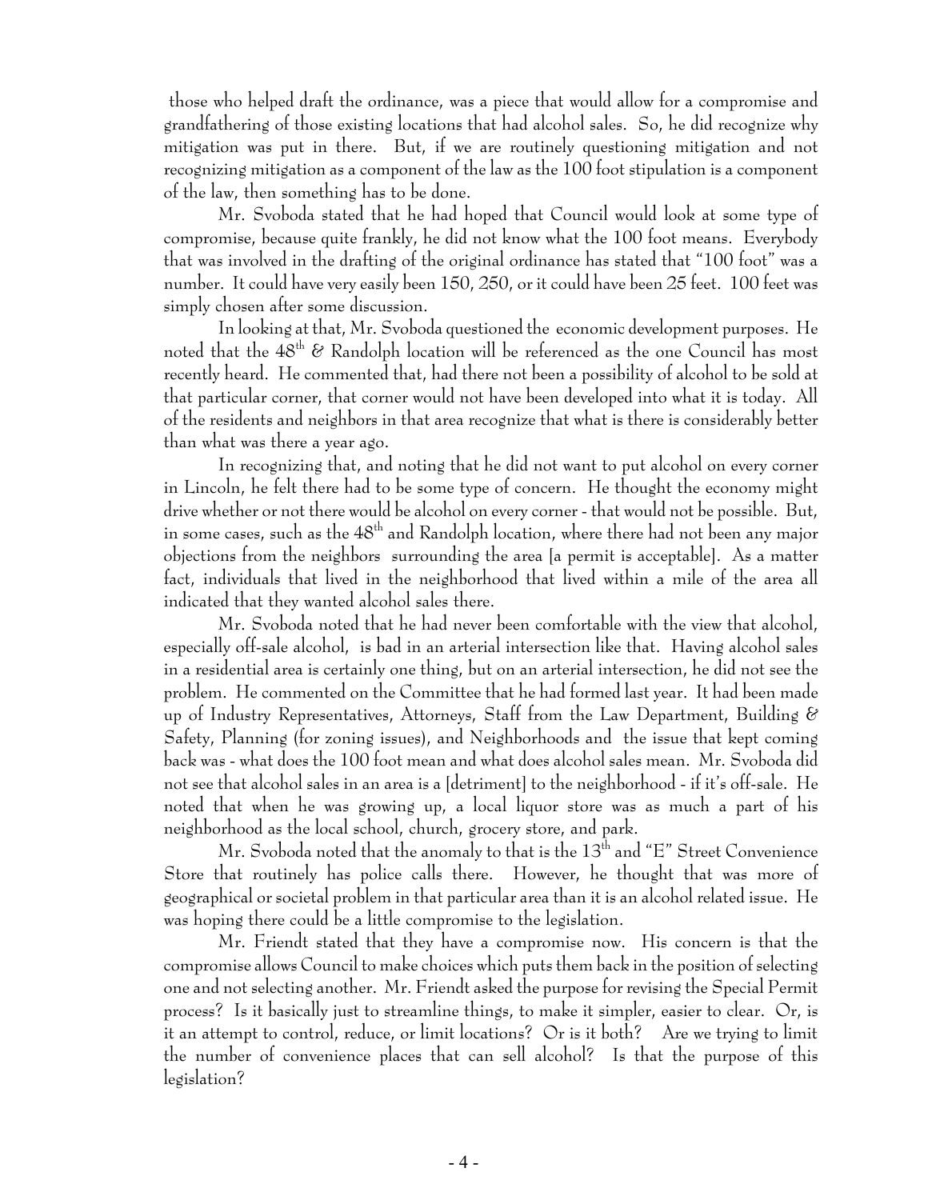those who helped draft the ordinance, was a piece that would allow for a compromise and grandfathering of those existing locations that had alcohol sales. So, he did recognize why mitigation was put in there. But, if we are routinely questioning mitigation and not recognizing mitigation as a component of the law as the 100 foot stipulation is a component of the law, then something has to be done.

Mr. Svoboda stated that he had hoped that Council would look at some type of compromise, because quite frankly, he did not know what the 100 foot means. Everybody that was involved in the drafting of the original ordinance has stated that "100 foot" was a number. It could have very easily been 150, 250, or it could have been 25 feet. 100 feet was simply chosen after some discussion.

In looking at that, Mr. Svoboda questioned the economic development purposes. He noted that the 48th & Randolph location will be referenced as the one Council has most recently heard. He commented that, had there not been a possibility of alcohol to be sold at that particular corner, that corner would not have been developed into what it is today. All of the residents and neighbors in that area recognize that what is there is considerably better than what was there a year ago.

In recognizing that, and noting that he did not want to put alcohol on every corner in Lincoln, he felt there had to be some type of concern. He thought the economy might drive whether or not there would be alcohol on every corner - that would not be possible. But, in some cases, such as the 48th and Randolph location, where there had not been any major objections from the neighbors surrounding the area [a permit is acceptable]. As a matter fact, individuals that lived in the neighborhood that lived within a mile of the area all indicated that they wanted alcohol sales there.

Mr. Svoboda noted that he had never been comfortable with the view that alcohol, especially off-sale alcohol, is bad in an arterial intersection like that. Having alcohol sales in a residential area is certainly one thing, but on an arterial intersection, he did not see the problem. He commented on the Committee that he had formed last year. It had been made up of Industry Representatives, Attorneys, Staff from the Law Department, Building & Safety, Planning (for zoning issues), and Neighborhoods and the issue that kept coming back was - what does the 100 foot mean and what does alcohol sales mean. Mr. Svoboda did not see that alcohol sales in an area is a [detriment] to the neighborhood - if it's off-sale. He noted that when he was growing up, a local liquor store was as much a part of his neighborhood as the local school, church, grocery store, and park.

Mr. Svoboda noted that the anomaly to that is the 13th and "E" Street Convenience Store that routinely has police calls there. However, he thought that was more of geographical or societal problem in that particular area than it is an alcohol related issue. He was hoping there could be a little compromise to the legislation.

Mr. Friendt stated that they have a compromise now. His concern is that the compromise allows Council to make choices which puts them back in the position of selecting one and not selecting another. Mr. Friendt asked the purpose for revising the Special Permit process? Is it basically just to streamline things, to make it simpler, easier to clear. Or, is it an attempt to control, reduce, or limit locations? Or is it both? Are we trying to limit the number of convenience places that can sell alcohol? Is that the purpose of this legislation?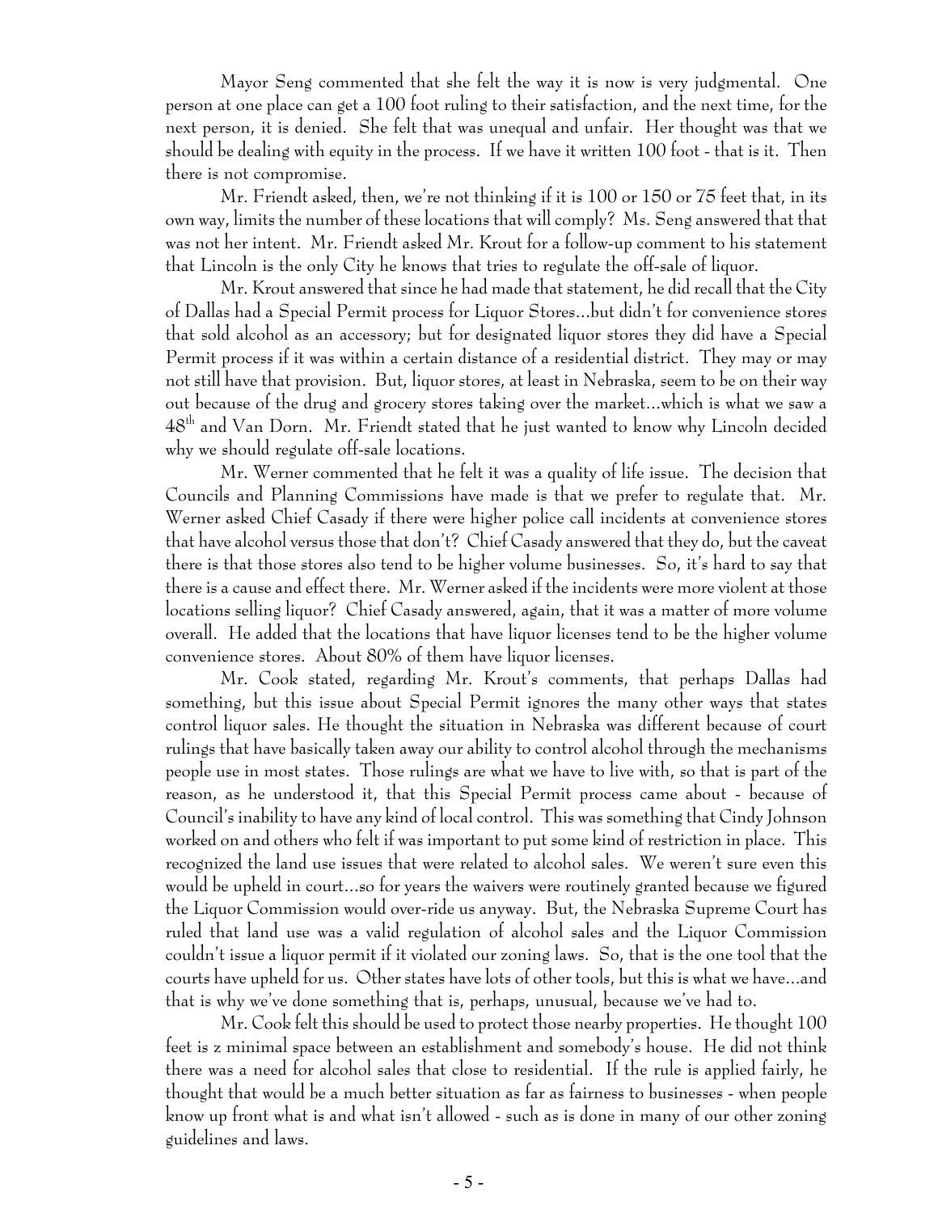Mayor Seng commented that she felt the way it is now is very judgmental. One person at one place can get a 100 foot ruling to their satisfaction, and the next time, for the next person, it is denied. She felt that was unequal and unfair. Her thought was that we should be dealing with equity in the process. If we have it written 100 foot - that is it. Then there is not compromise.

Mr. Friendt asked, then, we're not thinking if it is 100 or 150 or 75 feet that, in its own way, limits the number of these locations that will comply? Ms. Seng answered that that was not her intent. Mr. Friendt asked Mr. Krout for a follow-up comment to his statement that Lincoln is the only City he knows that tries to regulate the off-sale of liquor.

Mr. Krout answered that since he had made that statement, he did recall that the City of Dallas had a Special Permit process for Liquor Stores...but didn't for convenience stores that sold alcohol as an accessory; but for designated liquor stores they did have a Special Permit process if it was within a certain distance of a residential district. They may or may not still have that provision. But, liquor stores, at least in Nebraska, seem to be on their way out because of the drug and grocery stores taking over the market...which is what we saw a 48th and Van Dorn. Mr. Friendt stated that he just wanted to know why Lincoln decided why we should regulate off-sale locations.

Mr. Werner commented that he felt it was a quality of life issue. The decision that Councils and Planning Commissions have made is that we prefer to regulate that. Mr. Werner asked Chief Casady if there were higher police call incidents at convenience stores that have alcohol versus those that don't? Chief Casady answered that they do, but the caveat there is that those stores also tend to be higher volume businesses. So, it's hard to say that there is a cause and effect there. Mr. Werner asked if the incidents were more violent at those locations selling liquor? Chief Casady answered, again, that it was a matter of more volume overall. He added that the locations that have liquor licenses tend to be the higher volume convenience stores. About 80% of them have liquor licenses.

Mr. Cook stated, regarding Mr. Krout's comments, that perhaps Dallas had something, but this issue about Special Permit ignores the many other ways that states control liquor sales. He thought the situation in Nebraska was different because of court rulings that have basically taken away our ability to control alcohol through the mechanisms people use in most states. Those rulings are what we have to live with, so that is part of the reason, as he understood it, that this Special Permit process came about - because of Council's inability to have any kind of local control. This was something that Cindy Johnson worked on and others who felt if was important to put some kind of restriction in place. This recognized the land use issues that were related to alcohol sales. We weren't sure even this would be upheld in court...so for years the waivers were routinely granted because we figured the Liquor Commission would over-ride us anyway. But, the Nebraska Supreme Court has ruled that land use was a valid regulation of alcohol sales and the Liquor Commission couldn't issue a liquor permit if it violated our zoning laws. So, that is the one tool that the courts have upheld for us. Other states have lots of other tools, but this is what we have...and that is why we've done something that is, perhaps, unusual, because we've had to.

Mr. Cook felt this should be used to protect those nearby properties. He thought 100 feet is z minimal space between an establishment and somebody's house. He did not think there was a need for alcohol sales that close to residential. If the rule is applied fairly, he thought that would be a much better situation as far as fairness to businesses - when people know up front what is and what isn't allowed - such as is done in many of our other zoning guidelines and laws.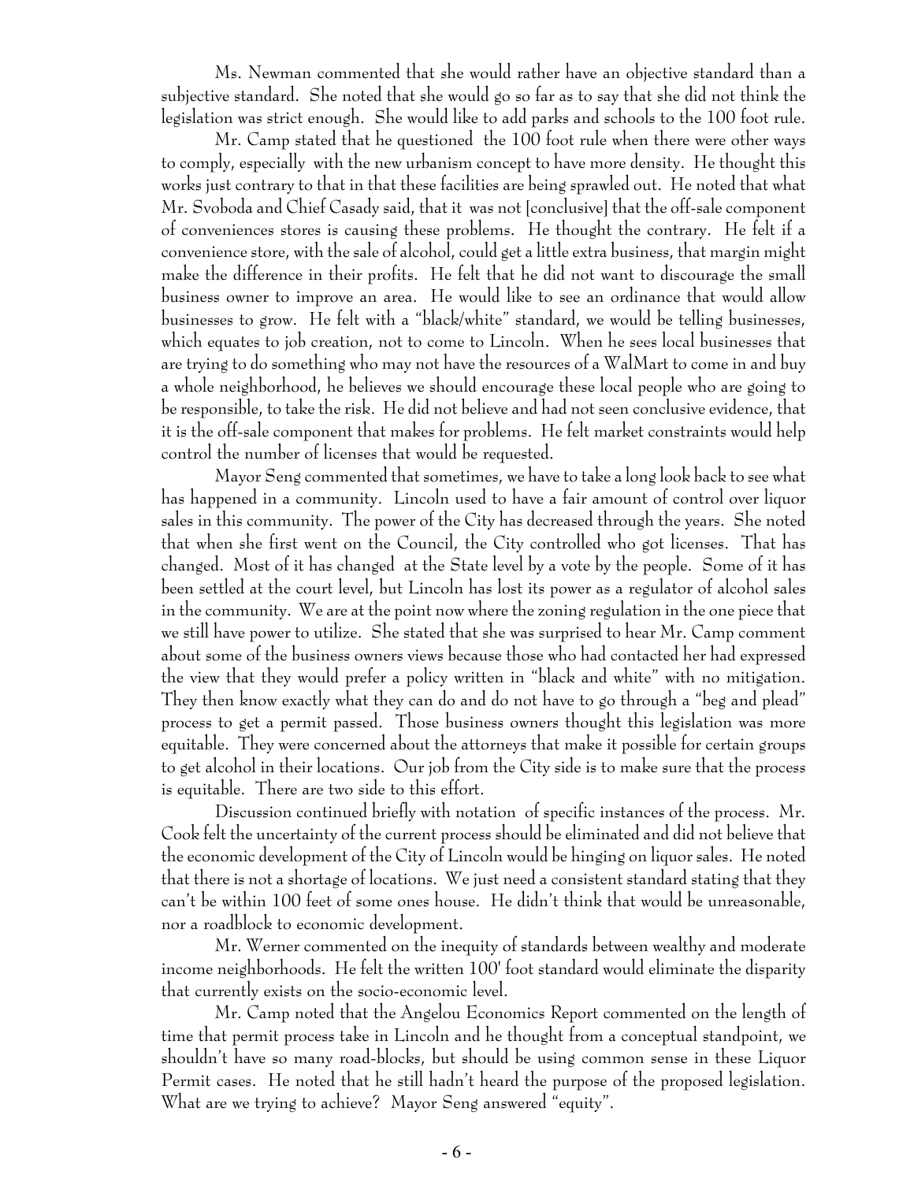Ms. Newman commented that she would rather have an objective standard than a subjective standard. She noted that she would go so far as to say that she did not think the legislation was strict enough. She would like to add parks and schools to the 100 foot rule.

Mr. Camp stated that he questioned the 100 foot rule when there were other ways to comply, especially with the new urbanism concept to have more density. He thought this works just contrary to that in that these facilities are being sprawled out. He noted that what Mr. Svoboda and Chief Casady said, that it was not [conclusive] that the off-sale component of conveniences stores is causing these problems. He thought the contrary. He felt if a convenience store, with the sale of alcohol, could get a little extra business, that margin might make the difference in their profits. He felt that he did not want to discourage the small business owner to improve an area. He would like to see an ordinance that would allow businesses to grow. He felt with a "black/white" standard, we would be telling businesses, which equates to job creation, not to come to Lincoln. When he sees local businesses that are trying to do something who may not have the resources of a WalMart to come in and buy a whole neighborhood, he believes we should encourage these local people who are going to be responsible, to take the risk. He did not believe and had not seen conclusive evidence, that it is the off-sale component that makes for problems. He felt market constraints would help control the number of licenses that would be requested.

Mayor Seng commented that sometimes, we have to take a long look back to see what has happened in a community. Lincoln used to have a fair amount of control over liquor sales in this community. The power of the City has decreased through the years. She noted that when she first went on the Council, the City controlled who got licenses. That has changed. Most of it has changed at the State level by a vote by the people. Some of it has been settled at the court level, but Lincoln has lost its power as a regulator of alcohol sales in the community. We are at the point now where the zoning regulation in the one piece that we still have power to utilize. She stated that she was surprised to hear Mr. Camp comment about some of the business owners views because those who had contacted her had expressed the view that they would prefer a policy written in "black and white" with no mitigation. They then know exactly what they can do and do not have to go through a "beg and plead" process to get a permit passed. Those business owners thought this legislation was more equitable. They were concerned about the attorneys that make it possible for certain groups to get alcohol in their locations. Our job from the City side is to make sure that the process is equitable. There are two side to this effort.

Discussion continued briefly with notation of specific instances of the process. Mr. Cook felt the uncertainty of the current process should be eliminated and did not believe that the economic development of the City of Lincoln would be hinging on liquor sales. He noted that there is not a shortage of locations. We just need a consistent standard stating that they can't be within 100 feet of some ones house. He didn't think that would be unreasonable, nor a roadblock to economic development.

Mr. Werner commented on the inequity of standards between wealthy and moderate income neighborhoods. He felt the written 100' foot standard would eliminate the disparity that currently exists on the socio-economic level.

Mr. Camp noted that the Angelou Economics Report commented on the length of time that permit process take in Lincoln and he thought from a conceptual standpoint, we shouldn't have so many road-blocks, but should be using common sense in these Liquor Permit cases. He noted that he still hadn't heard the purpose of the proposed legislation. What are we trying to achieve? Mayor Seng answered "equity".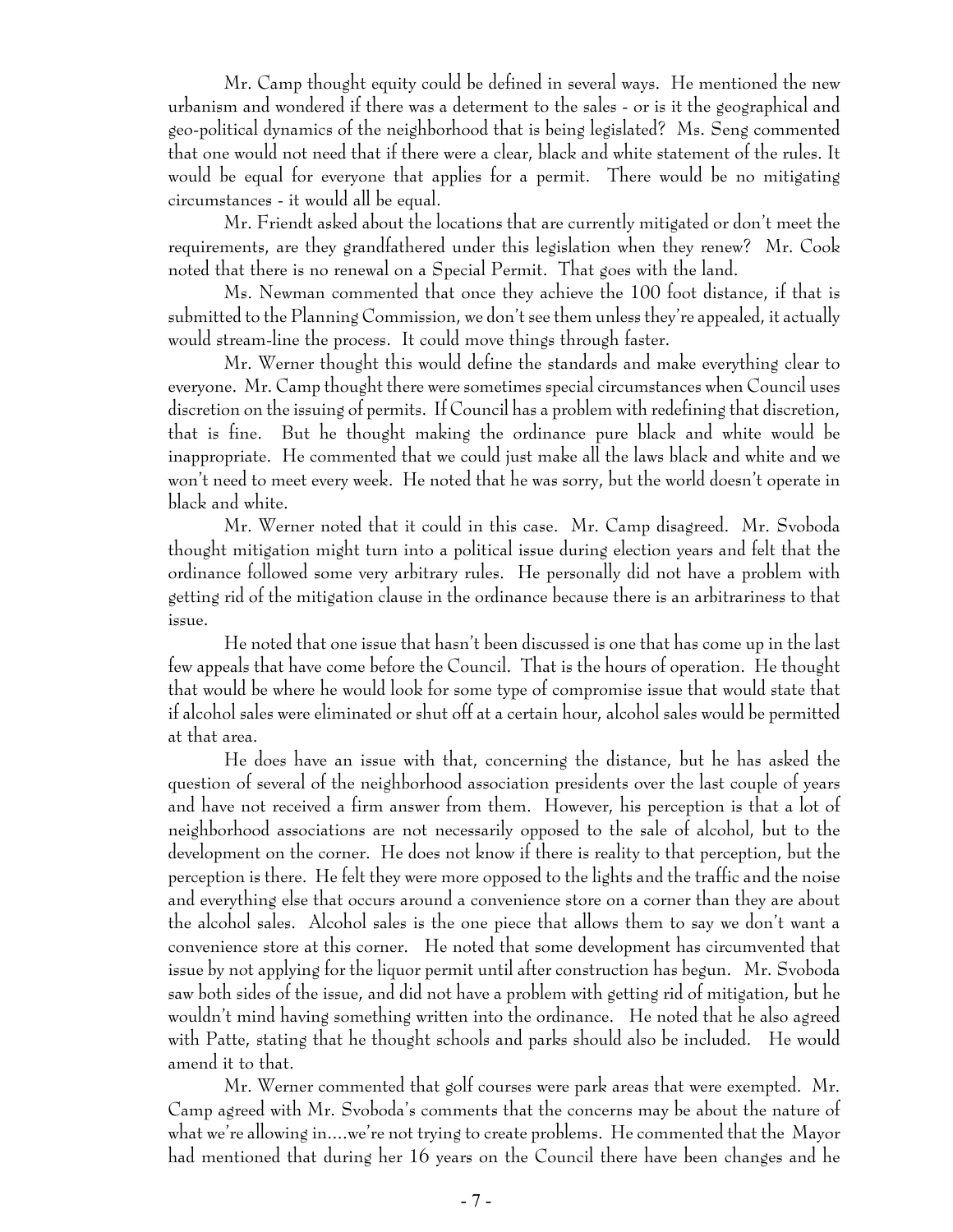Mr. Camp thought equity could be defined in several ways. He mentioned the new urbanism and wondered if there was a determent to the sales - or is it the geographical and geo-political dynamics of the neighborhood that is being legislated? Ms. Seng commented that one would not need that if there were a clear, black and white statement of the rules. It would be equal for everyone that applies for a permit. There would be no mitigating circumstances - it would all be equal.

Mr. Friendt asked about the locations that are currently mitigated or don't meet the requirements, are they grandfathered under this legislation when they renew? Mr. Cook noted that there is no renewal on a Special Permit. That goes with the land.

Ms. Newman commented that once they achieve the 100 foot distance, if that is submitted to the Planning Commission, we don't see them unless they're appealed, it actually would stream-line the process. It could move things through faster.

Mr. Werner thought this would define the standards and make everything clear to everyone. Mr. Camp thought there were sometimes special circumstances when Council uses discretion on the issuing of permits. If Council has a problem with redefining that discretion, that is fine. But he thought making the ordinance pure black and white would be inappropriate. He commented that we could just make all the laws black and white and we won't need to meet every week. He noted that he was sorry, but the world doesn't operate in black and white.

Mr. Werner noted that it could in this case. Mr. Camp disagreed. Mr. Svoboda thought mitigation might turn into a political issue during election years and felt that the ordinance followed some very arbitrary rules. He personally did not have a problem with getting rid of the mitigation clause in the ordinance because there is an arbitrariness to that issue.

He noted that one issue that hasn't been discussed is one that has come up in the last few appeals that have come before the Council. That is the hours of operation. He thought that would be where he would look for some type of compromise issue that would state that if alcohol sales were eliminated or shut off at a certain hour, alcohol sales would be permitted at that area.

He does have an issue with that, concerning the distance, but he has asked the question of several of the neighborhood association presidents over the last couple of years and have not received a firm answer from them. However, his perception is that a lot of neighborhood associations are not necessarily opposed to the sale of alcohol, but to the development on the corner. He does not know if there is reality to that perception, but the perception is there. He felt they were more opposed to the lights and the traffic and the noise and everything else that occurs around a convenience store on a corner than they are about the alcohol sales. Alcohol sales is the one piece that allows them to say we don't want a convenience store at this corner. He noted that some development has circumvented that issue by not applying for the liquor permit until after construction has begun. Mr. Svoboda saw both sides of the issue, and did not have a problem with getting rid of mitigation, but he wouldn't mind having something written into the ordinance. He noted that he also agreed with Patte, stating that he thought schools and parks should also be included. He would amend it to that.

Mr. Werner commented that golf courses were park areas that were exempted. Mr. Camp agreed with Mr. Svoboda's comments that the concerns may be about the nature of what we're allowing in....we're not trying to create problems. He commented that the Mayor had mentioned that during her 16 years on the Council there have been changes and he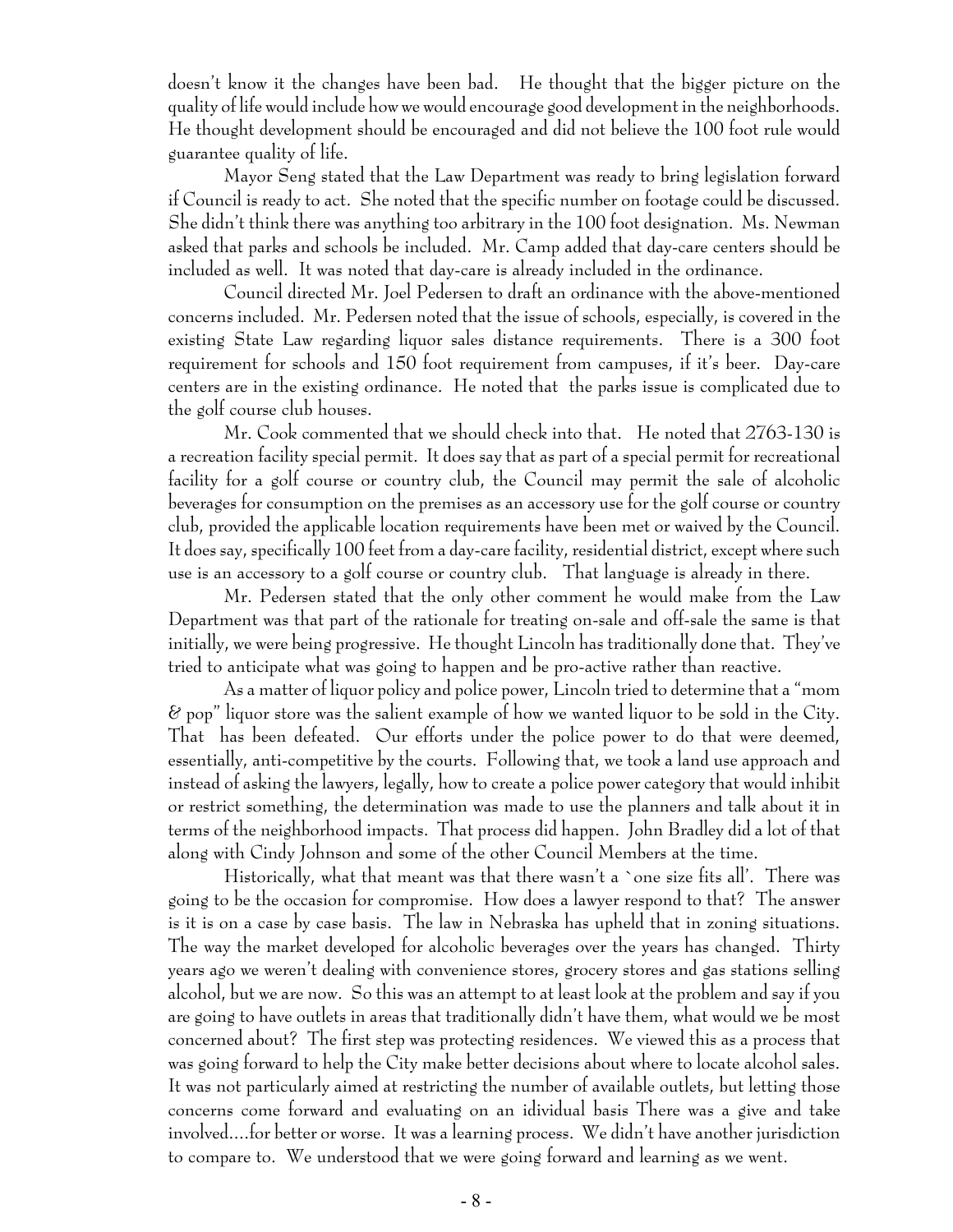doesn't know it the changes have been bad. He thought that the bigger picture on the quality of life would include how we would encourage good development in the neighborhoods. He thought development should be encouraged and did not believe the 100 foot rule would guarantee quality of life.

Mayor Seng stated that the Law Department was ready to bring legislation forward if Council is ready to act. She noted that the specific number on footage could be discussed. She didn't think there was anything too arbitrary in the 100 foot designation. Ms. Newman asked that parks and schools be included. Mr. Camp added that day-care centers should be included as well. It was noted that day-care is already included in the ordinance.

Council directed Mr. Joel Pedersen to draft an ordinance with the above-mentioned concerns included. Mr. Pedersen noted that the issue of schools, especially, is covered in the existing State Law regarding liquor sales distance requirements. There is a 300 foot requirement for schools and 150 foot requirement from campuses, if it's beer. Day-care centers are in the existing ordinance. He noted that the parks issue is complicated due to the golf course club houses.

Mr. Cook commented that we should check into that. He noted that 2763-130 is a recreation facility special permit. It does say that as part of a special permit for recreational facility for a golf course or country club, the Council may permit the sale of alcoholic beverages for consumption on the premises as an accessory use for the golf course or country club, provided the applicable location requirements have been met or waived by the Council. It does say, specifically 100 feet from a day-care facility, residential district, except where such use is an accessory to a golf course or country club. That language is already in there.

Mr. Pedersen stated that the only other comment he would make from the Law Department was that part of the rationale for treating on-sale and off-sale the same is that initially, we were being progressive. He thought Lincoln has traditionally done that. They've tried to anticipate what was going to happen and be pro-active rather than reactive.

As a matter of liquor policy and police power, Lincoln tried to determine that a "mom & pop" liquor store was the salient example of how we wanted liquor to be sold in the City. That has been defeated. Our efforts under the police power to do that were deemed, essentially, anti-competitive by the courts. Following that, we took a land use approach and instead of asking the lawyers, legally, how to create a police power category that would inhibit or restrict something, the determination was made to use the planners and talk about it in terms of the neighborhood impacts. That process did happen. John Bradley did a lot of that along with Cindy Johnson and some of the other Council Members at the time.

Historically, what that meant was that there wasn't a `one size fits all'. There was going to be the occasion for compromise. How does a lawyer respond to that? The answer is it is on a case by case basis. The law in Nebraska has upheld that in zoning situations. The way the market developed for alcoholic beverages over the years has changed. Thirty years ago we weren't dealing with convenience stores, grocery stores and gas stations selling alcohol, but we are now. So this was an attempt to at least look at the problem and say if you are going to have outlets in areas that traditionally didn't have them, what would we be most concerned about? The first step was protecting residences. We viewed this as a process that was going forward to help the City make better decisions about where to locate alcohol sales. It was not particularly aimed at restricting the number of available outlets, but letting those concerns come forward and evaluating on an idividual basis There was a give and take involved....for better or worse. It was a learning process. We didn't have another jurisdiction to compare to. We understood that we were going forward and learning as we went.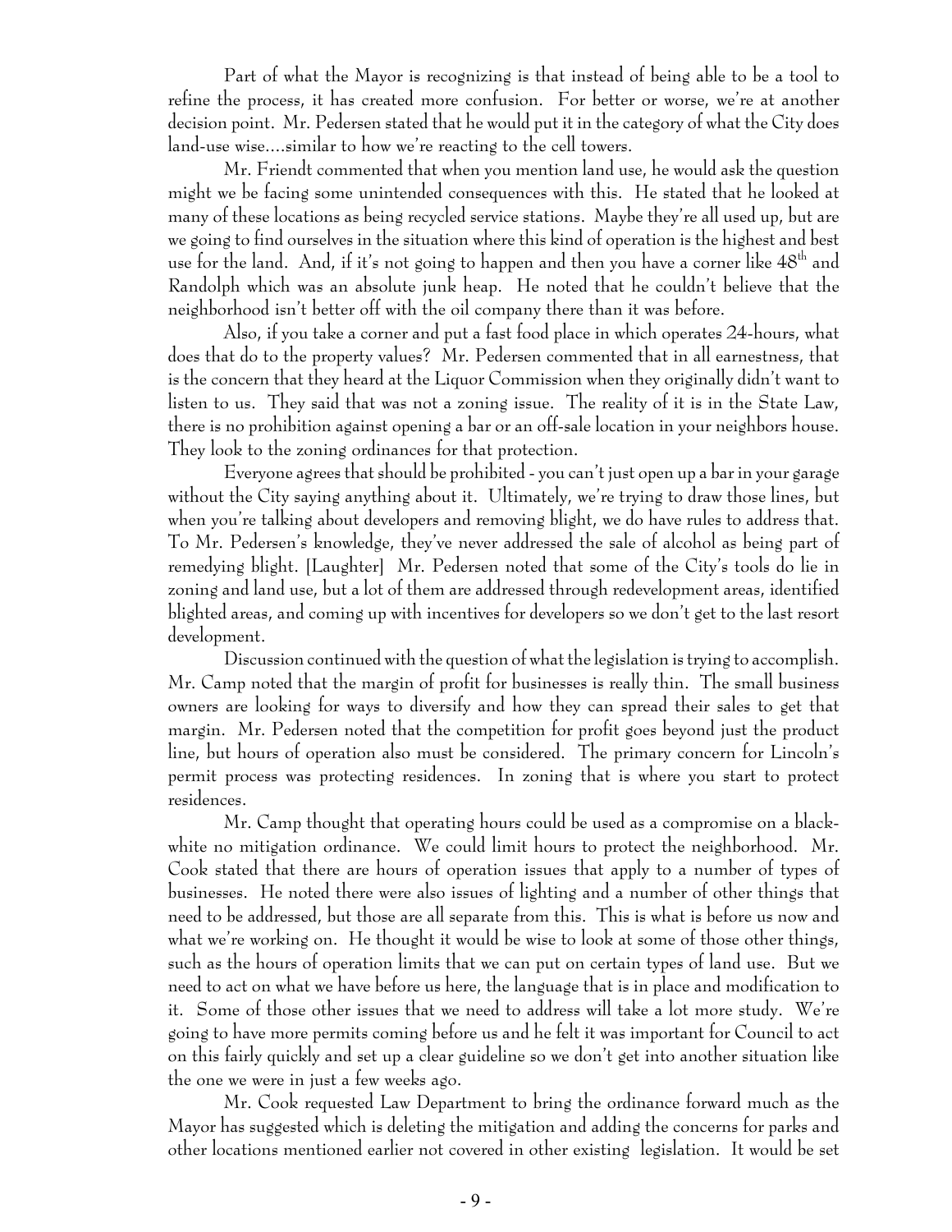Part of what the Mayor is recognizing is that instead of being able to be a tool to refine the process, it has created more confusion. For better or worse, we're at another decision point. Mr. Pedersen stated that he would put it in the category of what the City does land-use wise....similar to how we're reacting to the cell towers.

Mr. Friendt commented that when you mention land use, he would ask the question might we be facing some unintended consequences with this. He stated that he looked at many of these locations as being recycled service stations. Maybe they're all used up, but are we going to find ourselves in the situation where this kind of operation is the highest and best use for the land. And, if it's not going to happen and then you have a corner like 48th and Randolph which was an absolute junk heap. He noted that he couldn't believe that the neighborhood isn't better off with the oil company there than it was before.

Also, if you take a corner and put a fast food place in which operates 24-hours, what does that do to the property values? Mr. Pedersen commented that in all earnestness, that is the concern that they heard at the Liquor Commission when they originally didn't want to listen to us. They said that was not a zoning issue. The reality of it is in the State Law, there is no prohibition against opening a bar or an off-sale location in your neighbors house. They look to the zoning ordinances for that protection.

Everyone agrees that should be prohibited - you can't just open up a bar in your garage without the City saying anything about it. Ultimately, we're trying to draw those lines, but when you're talking about developers and removing blight, we do have rules to address that. To Mr. Pedersen's knowledge, they've never addressed the sale of alcohol as being part of remedying blight. [Laughter] Mr. Pedersen noted that some of the City's tools do lie in zoning and land use, but a lot of them are addressed through redevelopment areas, identified blighted areas, and coming up with incentives for developers so we don't get to the last resort development.

Discussion continued with the question of what the legislation is trying to accomplish. Mr. Camp noted that the margin of profit for businesses is really thin. The small business owners are looking for ways to diversify and how they can spread their sales to get that margin. Mr. Pedersen noted that the competition for profit goes beyond just the product line, but hours of operation also must be considered. The primary concern for Lincoln's permit process was protecting residences. In zoning that is where you start to protect residences.

Mr. Camp thought that operating hours could be used as a compromise on a black-white no mitigation ordinance. We could limit hours to protect the neighborhood. Mr. Cook stated that there are hours of operation issues that apply to a number of types of businesses. He noted there were also issues of lighting and a number of other things that need to be addressed, but those are all separate from this. This is what is before us now and what we're working on. He thought it would be wise to look at some of those other things, such as the hours of operation limits that we can put on certain types of land use. But we need to act on what we have before us here, the language that is in place and modification to it. Some of those other issues that we need to address will take a lot more study. We're going to have more permits coming before us and he felt it was important for Council to act on this fairly quickly and set up a clear guideline so we don't get into another situation like the one we were in just a few weeks ago.

Mr. Cook requested Law Department to bring the ordinance forward much as the Mayor has suggested which is deleting the mitigation and adding the concerns for parks and other locations mentioned earlier not covered in other existing legislation. It would be set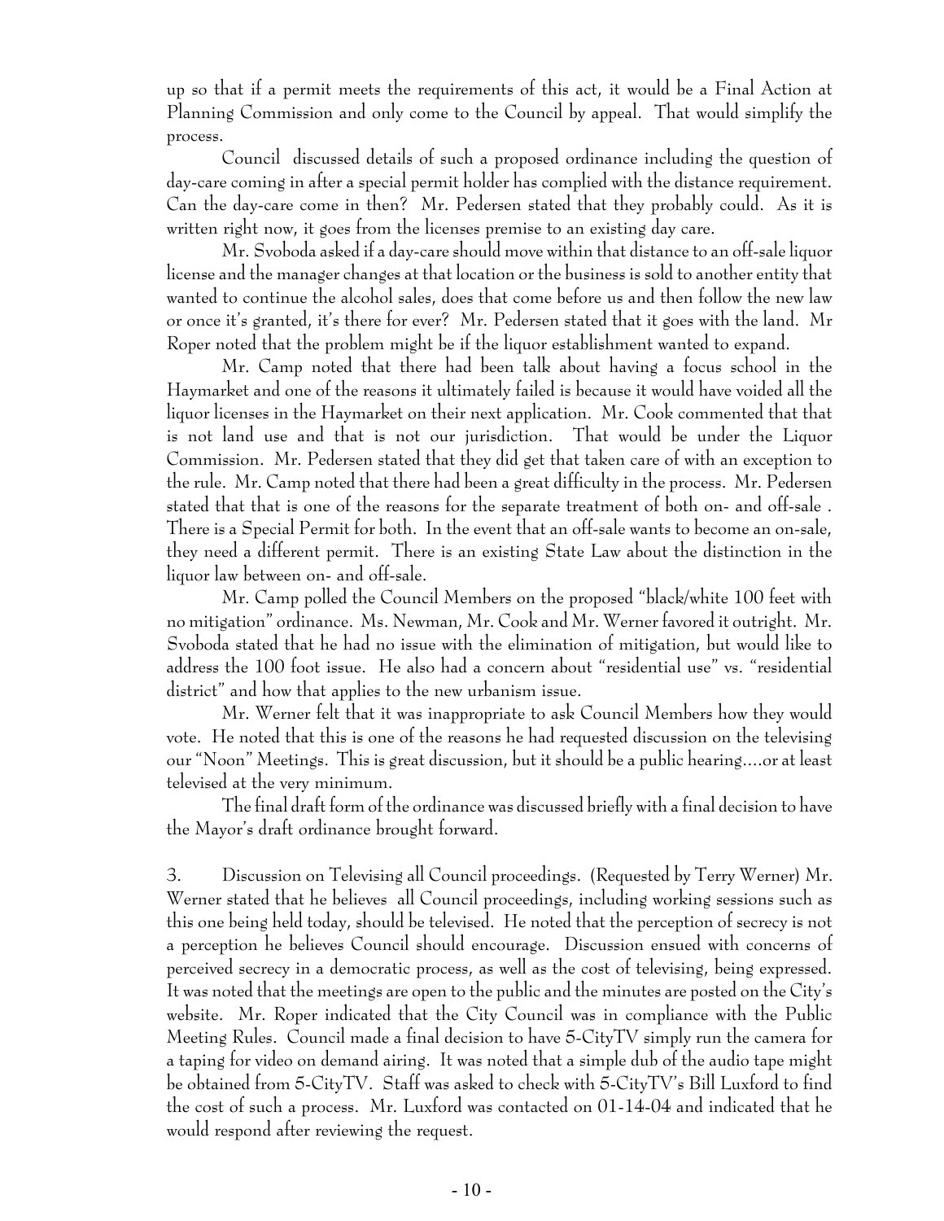up so that if a permit meets the requirements of this act, it would be a Final Action at Planning Commission and only come to the Council by appeal. That would simplify the process.

Council discussed details of such a proposed ordinance including the question of day-care coming in after a special permit holder has complied with the distance requirement. Can the day-care come in then? Mr. Pedersen stated that they probably could. As it is written right now, it goes from the licenses premise to an existing day care.

Mr. Svoboda asked if a day-care should move within that distance to an off-sale liquor license and the manager changes at that location or the business is sold to another entity that wanted to continue the alcohol sales, does that come before us and then follow the new law or once it's granted, it's there for ever? Mr. Pedersen stated that it goes with the land. Mr Roper noted that the problem might be if the liquor establishment wanted to expand.

Mr. Camp noted that there had been talk about having a focus school in the Haymarket and one of the reasons it ultimately failed is because it would have voided all the liquor licenses in the Haymarket on their next application. Mr. Cook commented that that is not land use and that is not our jurisdiction. That would be under the Liquor Commission. Mr. Pedersen stated that they did get that taken care of with an exception to the rule. Mr. Camp noted that there had been a great difficulty in the process. Mr. Pedersen stated that that is one of the reasons for the separate treatment of both on- and off-sale . There is a Special Permit for both. In the event that an off-sale wants to become an on-sale, they need a different permit. There is an existing State Law about the distinction in the liquor law between on- and off-sale.

Mr. Camp polled the Council Members on the proposed "black/white 100 feet with no mitigation" ordinance. Ms. Newman, Mr. Cook and Mr. Werner favored it outright. Mr. Svoboda stated that he had no issue with the elimination of mitigation, but would like to address the 100 foot issue. He also had a concern about "residential use" vs. "residential district" and how that applies to the new urbanism issue.

Mr. Werner felt that it was inappropriate to ask Council Members how they would vote. He noted that this is one of the reasons he had requested discussion on the televising our "Noon" Meetings. This is great discussion, but it should be a public hearing....or at least televised at the very minimum.

The final draft form of the ordinance was discussed briefly with a final decision to have the Mayor's draft ordinance brought forward.

3. Discussion on Televising all Council proceedings. (Requested by Terry Werner) Mr. Werner stated that he believes all Council proceedings, including working sessions such as this one being held today, should be televised. He noted that the perception of secrecy is not a perception he believes Council should encourage. Discussion ensued with concerns of perceived secrecy in a democratic process, as well as the cost of televising, being expressed. It was noted that the meetings are open to the public and the minutes are posted on the City's website. Mr. Roper indicated that the City Council was in compliance with the Public Meeting Rules. Council made a final decision to have 5-CityTV simply run the camera for a taping for video on demand airing. It was noted that a simple dub of the audio tape might be obtained from 5-CityTV. Staff was asked to check with 5-CityTV's Bill Luxford to find the cost of such a process. Mr. Luxford was contacted on 01-14-04 and indicated that he would respond after reviewing the request.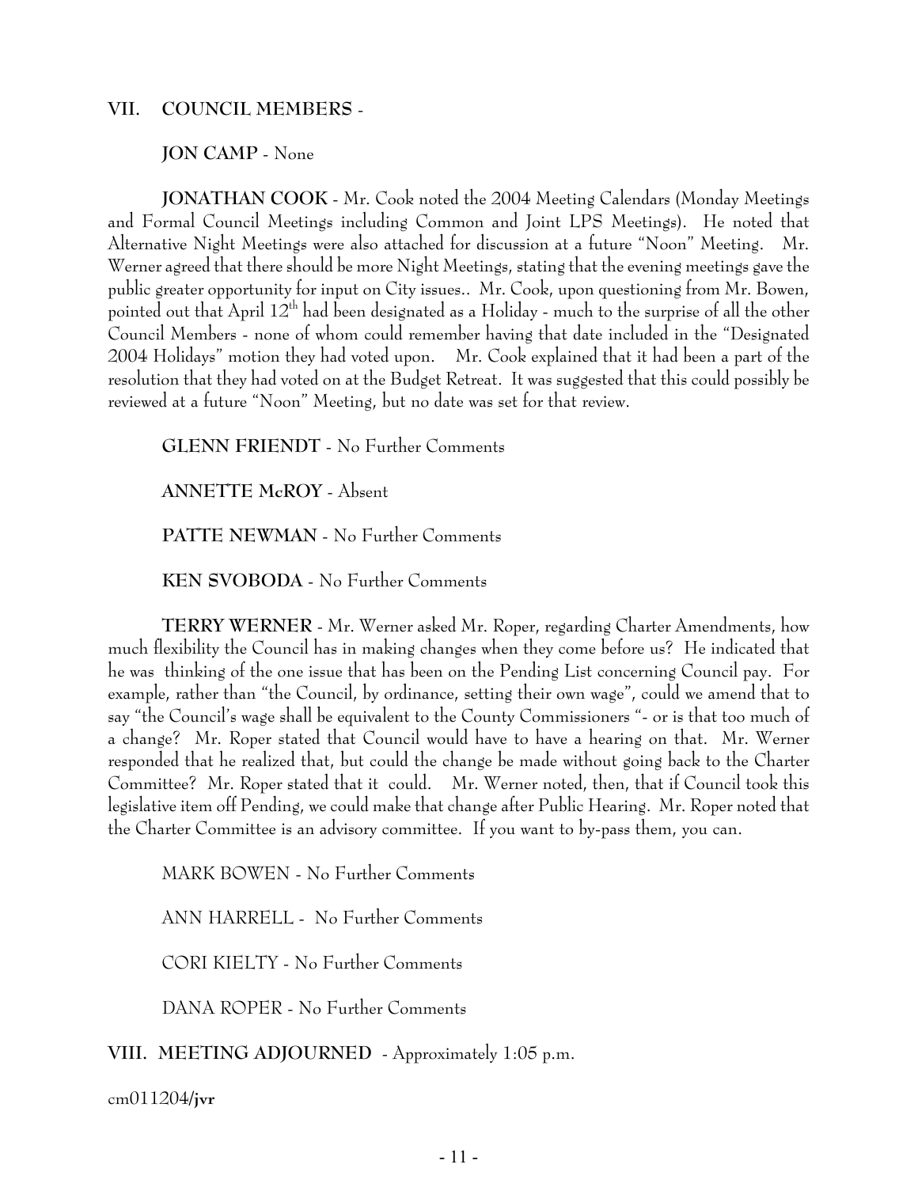## VII. COUNCIL MEMBERS -

**JON CAMP** - None

**JONATHAN COOK** - Mr. Cook noted the 2004 Meeting Calendars (Monday Meetings and Formal Council Meetings including Common and Joint LPS Meetings). He noted that Alternative Night Meetings were also attached for discussion at a future "Noon" Meeting. Mr. Werner agreed that there should be more Night Meetings, stating that the evening meetings gave the public greater opportunity for input on City issues.. Mr. Cook, upon questioning from Mr. Bowen, pointed out that April 12th had been designated as a Holiday - much to the surprise of all the other Council Members - none of whom could remember having that date included in the "Designated 2004 Holidays" motion they had voted upon. Mr. Cook explained that it had been a part of the resolution that they had voted on at the Budget Retreat. It was suggested that this could possibly be reviewed at a future "Noon" Meeting, but no date was set for that review.

**GLENN FRIENDT** - No Further Comments

**ANNETTE McROY** - Absent

**PATTE NEWMAN** - No Further Comments

**KEN SVOBODA** - No Further Comments

**TERRY WERNER** - Mr. Werner asked Mr. Roper, regarding Charter Amendments, how much flexibility the Council has in making changes when they come before us? He indicated that he was thinking of the one issue that has been on the Pending List concerning Council pay. For example, rather than "the Council, by ordinance, setting their own wage", could we amend that to say "the Council's wage shall be equivalent to the County Commissioners "- or is that too much of a change? Mr. Roper stated that Council would have to have a hearing on that. Mr. Werner responded that he realized that, but could the change be made without going back to the Charter Committee? Mr. Roper stated that it could. Mr. Werner noted, then, that if Council took this legislative item off Pending, we could make that change after Public Hearing. Mr. Roper noted that the Charter Committee is an advisory committee. If you want to by-pass them, you can.

MARK BOWEN - No Further Comments

ANN HARRELL - No Further Comments

CORI KIELTY - No Further Comments

DANA ROPER - No Further Comments

## VIII. MEETING ADJOURNED - Approximately 1:05 p.m.

cm011204/**jvr**